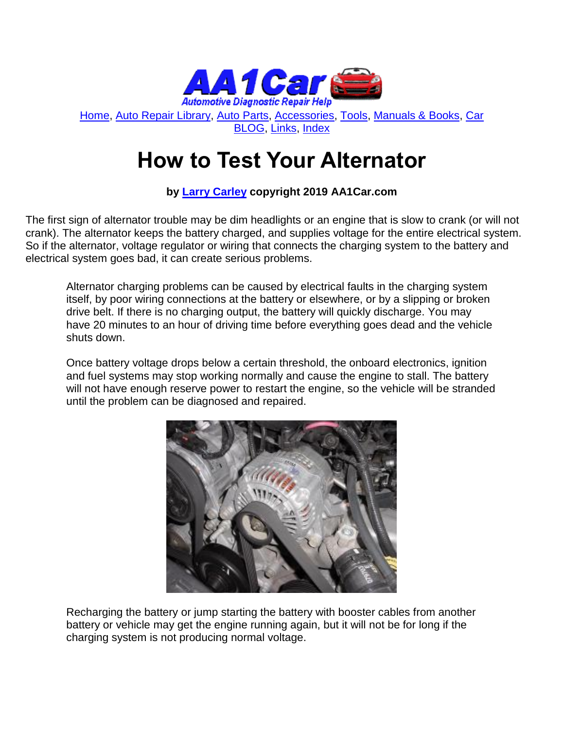Home, Auto Repair Library, Auto Parts, Accessories, Tools, Manuals & Books, Car BLOG, Links, Index

# How to Test Your Alternator

**by Larry Carley copyright 2019 AA1Car.com**

The first sign of alternator trouble may be dim headlights or an engine that is slow to crank (or will not crank). The alternator keeps the battery charged, and supplies voltage for the entire electrical system. So if the alternator, voltage regulator or wiring that connects the charging system to the battery and electrical system goes bad, it can create serious problems.

Alternator charging problems can be caused by electrical faults in the charging system itself, by poor wiring connections at the battery or elsewhere, or by a slipping or broken drive belt. If there is no charging output, the battery will quickly discharge. You may have 20 minutes to an hour of driving time before everything goes dead and the vehicle shuts down.

Once battery voltage drops below a certain threshold, the onboard electronics, ignition and fuel systems may stop working normally and cause the engine to stall. The battery will not have enough reserve power to restart the engine, so the vehicle will be stranded until the problem can be diagnosed and repaired.

Recharging the battery or jump starting the battery with booster cables from another battery or vehicle may get the engine running again, but it will not be for long if the charging system is not producing normal voltage.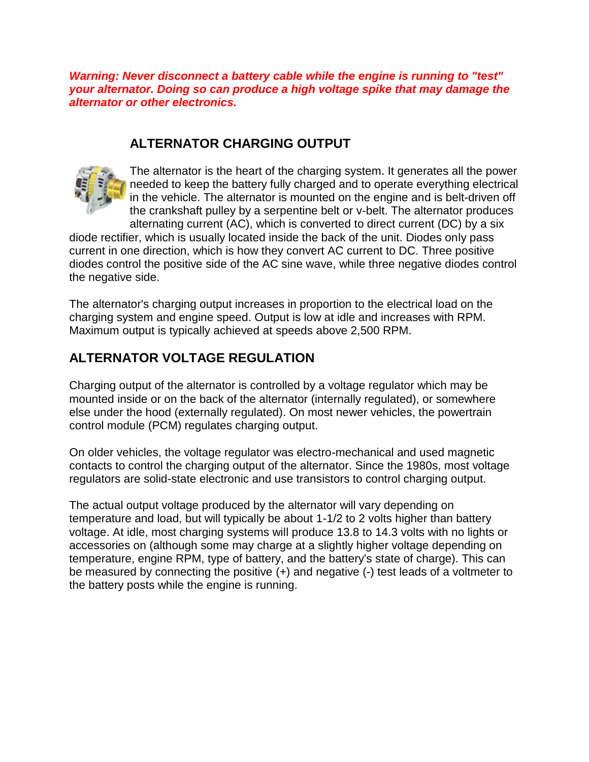***Warning: Never disconnect a battery cable while the engine is running to "test" your alternator. Doing so can produce a high voltage spike that may damage the alternator or other electronics.***

## ALTERNATOR CHARGING OUTPUT

The alternator is the heart of the charging system. It generates all the power needed to keep the battery fully charged and to operate everything electrical in the vehicle. The alternator is mounted on the engine and is belt-driven off the crankshaft pulley by a serpentine belt or v-belt. The alternator produces alternating current (AC), which is converted to direct current (DC) by a six diode rectifier, which is usually located inside the back of the unit. Diodes only pass current in one direction, which is how they convert AC current to DC. Three positive diodes control the positive side of the AC sine wave, while three negative diodes control the negative side.

The alternator's charging output increases in proportion to the electrical load on the charging system and engine speed. Output is low at idle and increases with RPM. Maximum output is typically achieved at speeds above 2,500 RPM.

## ALTERNATOR VOLTAGE REGULATION

Charging output of the alternator is controlled by a voltage regulator which may be mounted inside or on the back of the alternator (internally regulated), or somewhere else under the hood (externally regulated). On most newer vehicles, the powertrain control module (PCM) regulates charging output.

On older vehicles, the voltage regulator was electro-mechanical and used magnetic contacts to control the charging output of the alternator. Since the 1980s, most voltage regulators are solid-state electronic and use transistors to control charging output.

The actual output voltage produced by the alternator will vary depending on temperature and load, but will typically be about 1-1/2 to 2 volts higher than battery voltage. At idle, most charging systems will produce 13.8 to 14.3 volts with no lights or accessories on (although some may charge at a slightly higher voltage depending on temperature, engine RPM, type of battery, and the battery's state of charge). This can be measured by connecting the positive (+) and negative (-) test leads of a voltmeter to the battery posts while the engine is running.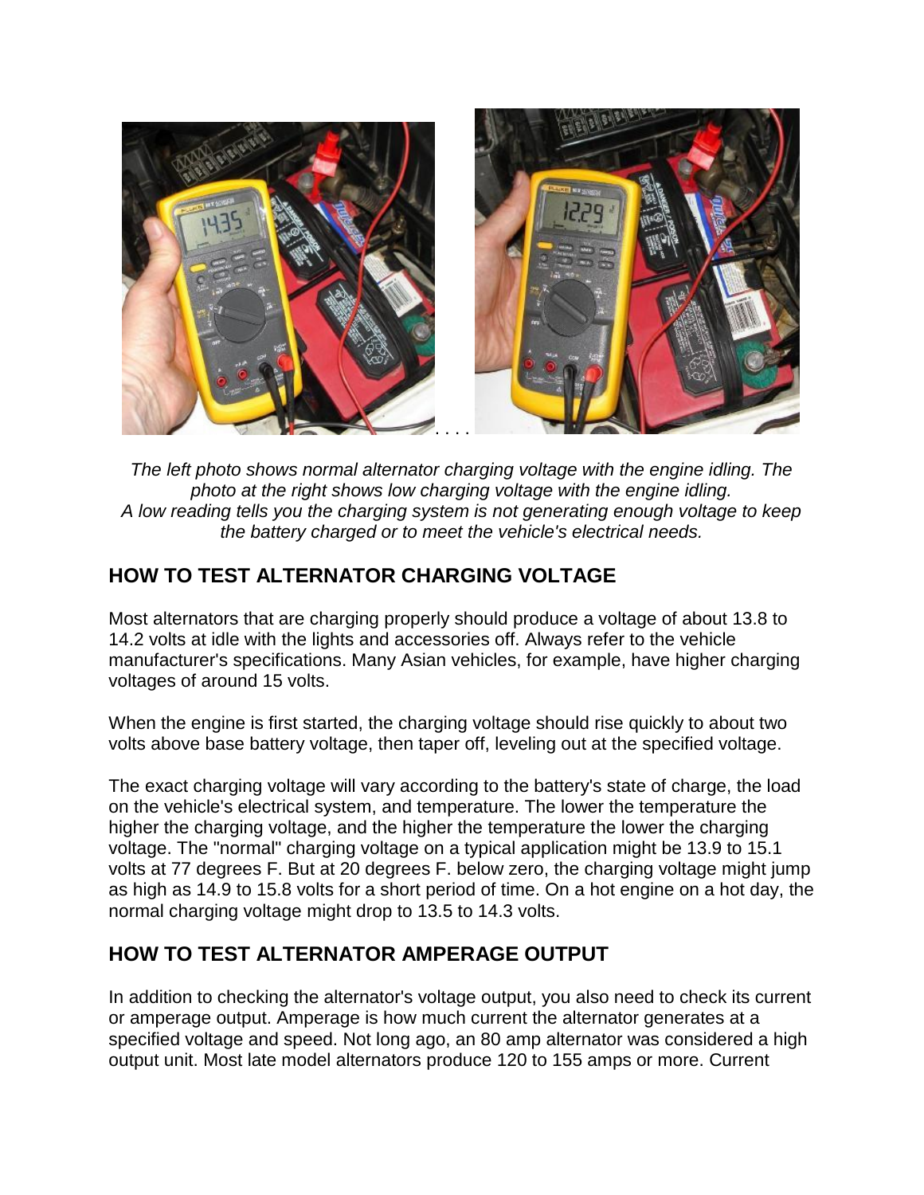*The left photo shows normal alternator charging voltage with the engine idling. The photo at the right shows low charging voltage with the engine idling. A low reading tells you the charging system is not generating enough voltage to keep the battery charged or to meet the vehicle's electrical needs.*

## HOW TO TEST ALTERNATOR CHARGING VOLTAGE

Most alternators that are charging properly should produce a voltage of about 13.8 to 14.2 volts at idle with the lights and accessories off. Always refer to the vehicle manufacturer's specifications. Many Asian vehicles, for example, have higher charging voltages of around 15 volts.

When the engine is first started, the charging voltage should rise quickly to about two volts above base battery voltage, then taper off, leveling out at the specified voltage.

The exact charging voltage will vary according to the battery's state of charge, the load on the vehicle's electrical system, and temperature. The lower the temperature the higher the charging voltage, and the higher the temperature the lower the charging voltage. The "normal" charging voltage on a typical application might be 13.9 to 15.1 volts at 77 degrees F. But at 20 degrees F. below zero, the charging voltage might jump as high as 14.9 to 15.8 volts for a short period of time. On a hot engine on a hot day, the normal charging voltage might drop to 13.5 to 14.3 volts.

## HOW TO TEST ALTERNATOR AMPERAGE OUTPUT

In addition to checking the alternator's voltage output, you also need to check its current or amperage output. Amperage is how much current the alternator generates at a specified voltage and speed. Not long ago, an 80 amp alternator was considered a high output unit. Most late model alternators produce 120 to 155 amps or more. Current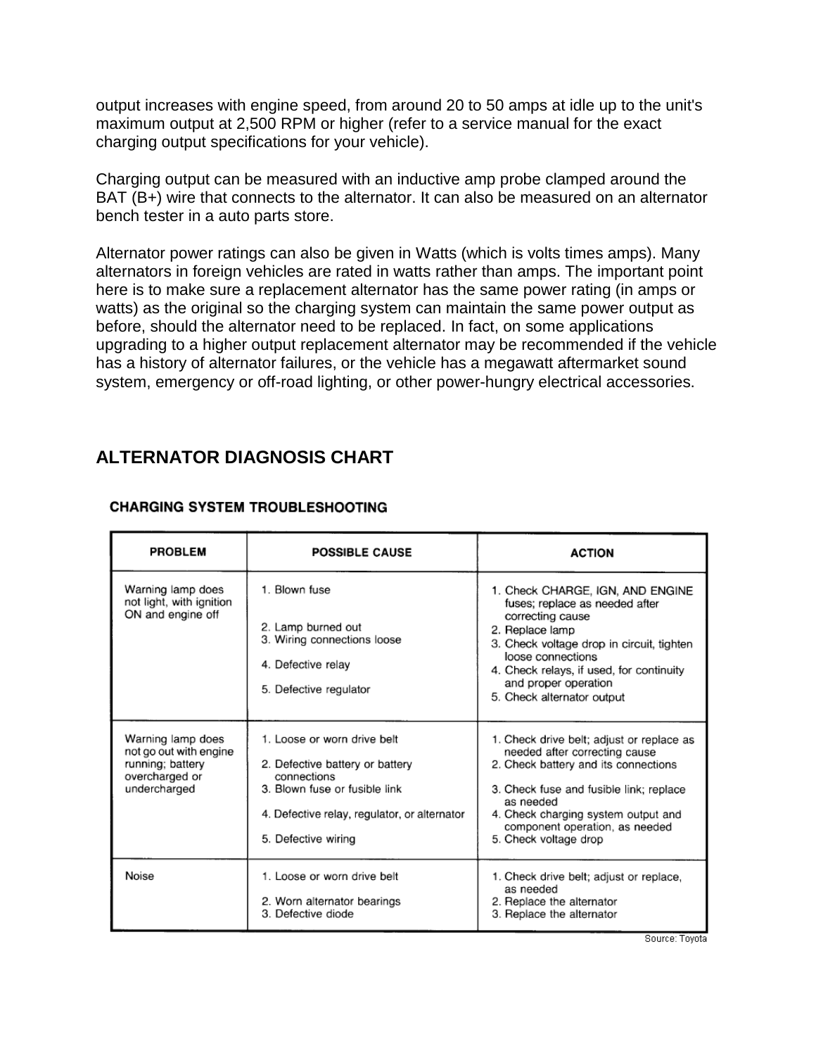output increases with engine speed, from around 20 to 50 amps at idle up to the unit's maximum output at 2,500 RPM or higher (refer to a service manual for the exact charging output specifications for your vehicle).

Charging output can be measured with an inductive amp probe clamped around the BAT (B+) wire that connects to the alternator. It can also be measured on an alternator bench tester in a auto parts store.

Alternator power ratings can also be given in Watts (which is volts times amps). Many alternators in foreign vehicles are rated in watts rather than amps. The important point here is to make sure a replacement alternator has the same power rating (in amps or watts) as the original so the charging system can maintain the same power output as before, should the alternator need to be replaced. In fact, on some applications upgrading to a higher output replacement alternator may be recommended if the vehicle has a history of alternator failures, or the vehicle has a megawatt aftermarket sound system, emergency or off-road lighting, or other power-hungry electrical accessories.

## ALTERNATOR DIAGNOSIS CHART

**CHARGING SYSTEM TROUBLESHOOTING**

| PROBLEM | POSSIBLE CAUSE | ACTION |
|---|---|---|
| Warning lamp does not light, with ignition ON and engine off | 1. Blown fuse<br>2. Lamp burned out<br>3. Wiring connections loose<br>4. Defective relay<br>5. Defective regulator | 1. Check CHARGE, IGN, AND ENGINE fuses; replace as needed after correcting cause<br>2. Replace lamp<br>3. Check voltage drop in circuit, tighten loose connections<br>4. Check relays, if used, for continuity and proper operation<br>5. Check alternator output |
| Warning lamp does not go out with engine running; battery overcharged or undercharged | 1. Loose or worn drive belt<br>2. Defective battery or battery connections<br>3. Blown fuse or fusible link<br>4. Defective relay, regulator, or alternator<br>5. Defective wiring | 1. Check drive belt; adjust or replace as needed after correcting cause<br>2. Check battery and its connections<br>3. Check fuse and fusible link; replace as needed<br>4. Check charging system output and component operation, as needed<br>5. Check voltage drop |
| Noise | 1. Loose or worn drive belt<br>2. Worn alternator bearings<br>3. Defective diode | 1. Check drive belt; adjust or replace, as needed<br>2. Replace the alternator<br>3. Replace the alternator |

Source: Toyota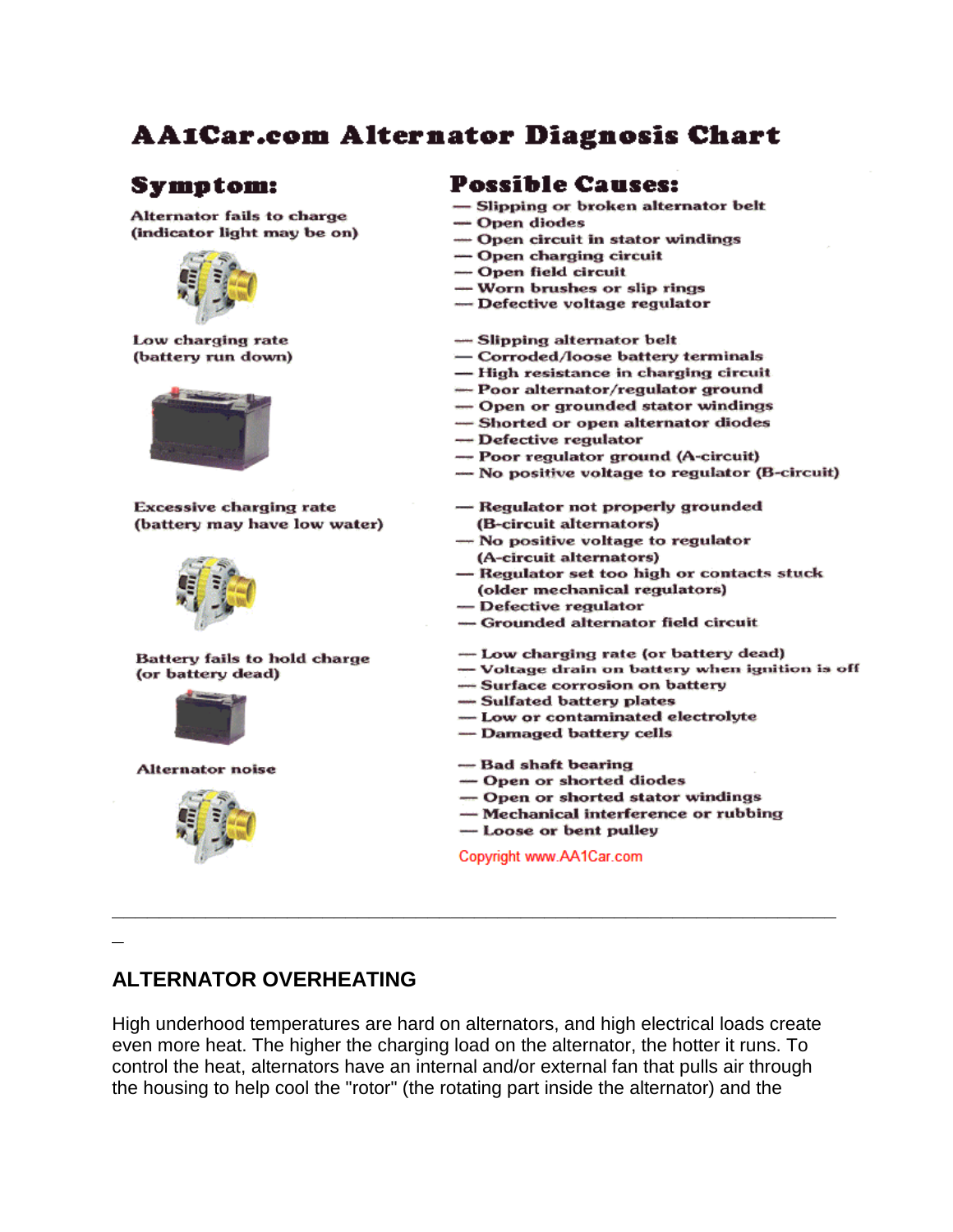# AA1Car.com Alternator Diagnosis Chart

| Symptom: | Possible Causes: |
| --- | --- |
| Alternator fails to charge (indicator light may be on) | — Slipping or broken alternator belt<br>— Open diodes<br>— Open circuit in stator windings<br>— Open charging circuit<br>— Open field circuit<br>— Worn brushes or slip rings<br>— Defective voltage regulator |
| Low charging rate (battery run down) | — Slipping alternator belt<br>— Corroded/loose battery terminals<br>— High resistance in charging circuit<br>— Poor alternator/regulator ground<br>— Open or grounded stator windings<br>— Shorted or open alternator diodes<br>— Defective regulator<br>— Poor regulator ground (A-circuit)<br>— No positive voltage to regulator (B-circuit) |
| Excessive charging rate (battery may have low water) | — Regulator not properly grounded (B-circuit alternators)<br>— No positive voltage to regulator (A-circuit alternators)<br>— Regulator set too high or contacts stuck (older mechanical regulators)<br>— Defective regulator<br>— Grounded alternator field circuit |
| Battery fails to hold charge (or battery dead) | — Low charging rate (or battery dead)<br>— Voltage drain on battery when ignition is off<br>— Surface corrosion on battery<br>— Sulfated battery plates<br>— Low or contaminated electrolyte<br>— Damaged battery cells |
| Alternator noise | — Bad shaft bearing<br>— Open or shorted diodes<br>— Open or shorted stator windings<br>— Mechanical interference or rubbing<br>— Loose or bent pulley |

Copyright www.AA1Car.com

---

## ALTERNATOR OVERHEATING

High underhood temperatures are hard on alternators, and high electrical loads create even more heat. The higher the charging load on the alternator, the hotter it runs. To control the heat, alternators have an internal and/or external fan that pulls air through the housing to help cool the "rotor" (the rotating part inside the alternator) and the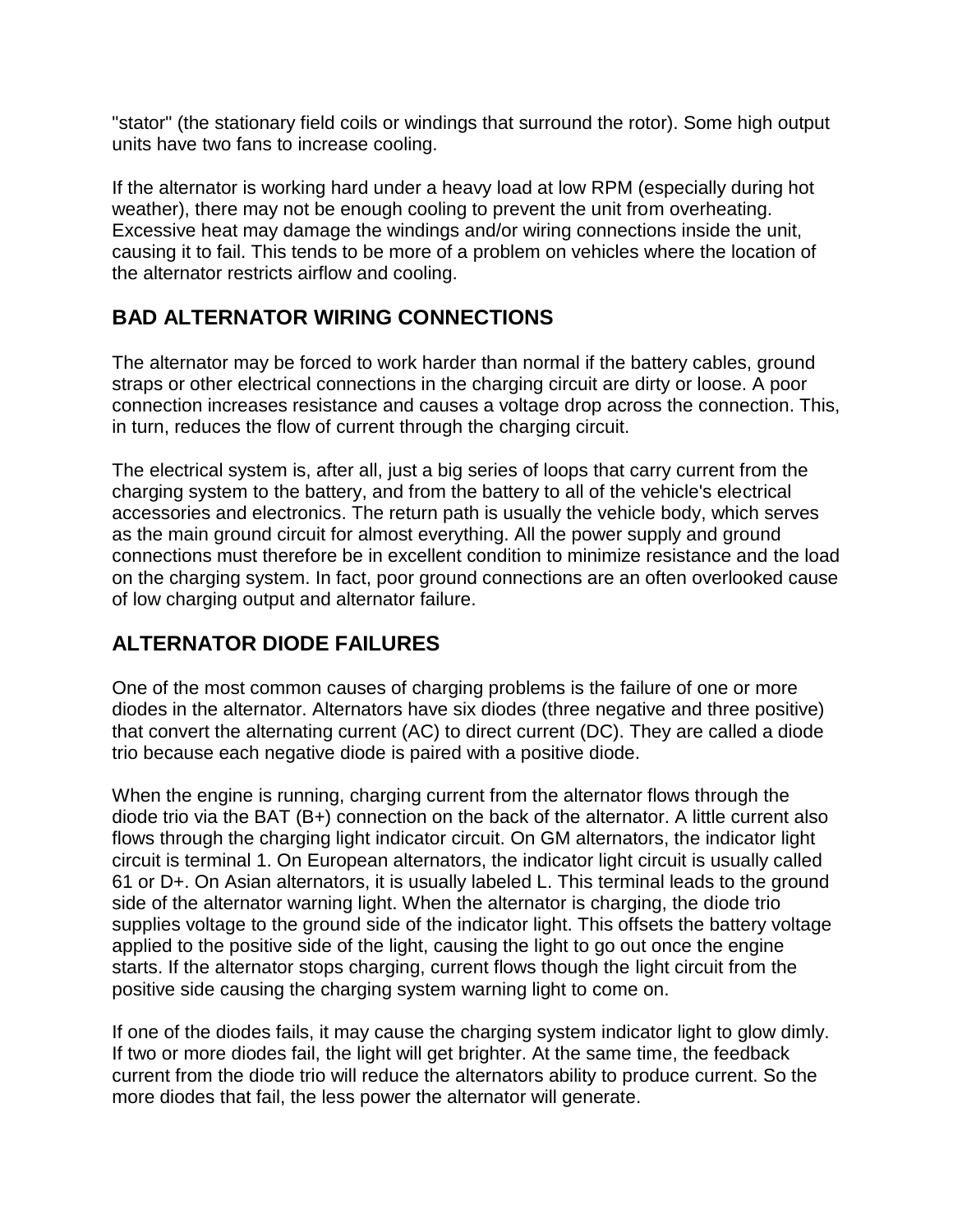"stator" (the stationary field coils or windings that surround the rotor). Some high output units have two fans to increase cooling.

If the alternator is working hard under a heavy load at low RPM (especially during hot weather), there may not be enough cooling to prevent the unit from overheating. Excessive heat may damage the windings and/or wiring connections inside the unit, causing it to fail. This tends to be more of a problem on vehicles where the location of the alternator restricts airflow and cooling.

## BAD ALTERNATOR WIRING CONNECTIONS

The alternator may be forced to work harder than normal if the battery cables, ground straps or other electrical connections in the charging circuit are dirty or loose. A poor connection increases resistance and causes a voltage drop across the connection. This, in turn, reduces the flow of current through the charging circuit.

The electrical system is, after all, just a big series of loops that carry current from the charging system to the battery, and from the battery to all of the vehicle's electrical accessories and electronics. The return path is usually the vehicle body, which serves as the main ground circuit for almost everything. All the power supply and ground connections must therefore be in excellent condition to minimize resistance and the load on the charging system. In fact, poor ground connections are an often overlooked cause of low charging output and alternator failure.

## ALTERNATOR DIODE FAILURES

One of the most common causes of charging problems is the failure of one or more diodes in the alternator. Alternators have six diodes (three negative and three positive) that convert the alternating current (AC) to direct current (DC). They are called a diode trio because each negative diode is paired with a positive diode.

When the engine is running, charging current from the alternator flows through the diode trio via the BAT (B+) connection on the back of the alternator. A little current also flows through the charging light indicator circuit. On GM alternators, the indicator light circuit is terminal 1. On European alternators, the indicator light circuit is usually called 61 or D+. On Asian alternators, it is usually labeled L. This terminal leads to the ground side of the alternator warning light. When the alternator is charging, the diode trio supplies voltage to the ground side of the indicator light. This offsets the battery voltage applied to the positive side of the light, causing the light to go out once the engine starts. If the alternator stops charging, current flows though the light circuit from the positive side causing the charging system warning light to come on.

If one of the diodes fails, it may cause the charging system indicator light to glow dimly. If two or more diodes fail, the light will get brighter. At the same time, the feedback current from the diode trio will reduce the alternators ability to produce current. So the more diodes that fail, the less power the alternator will generate.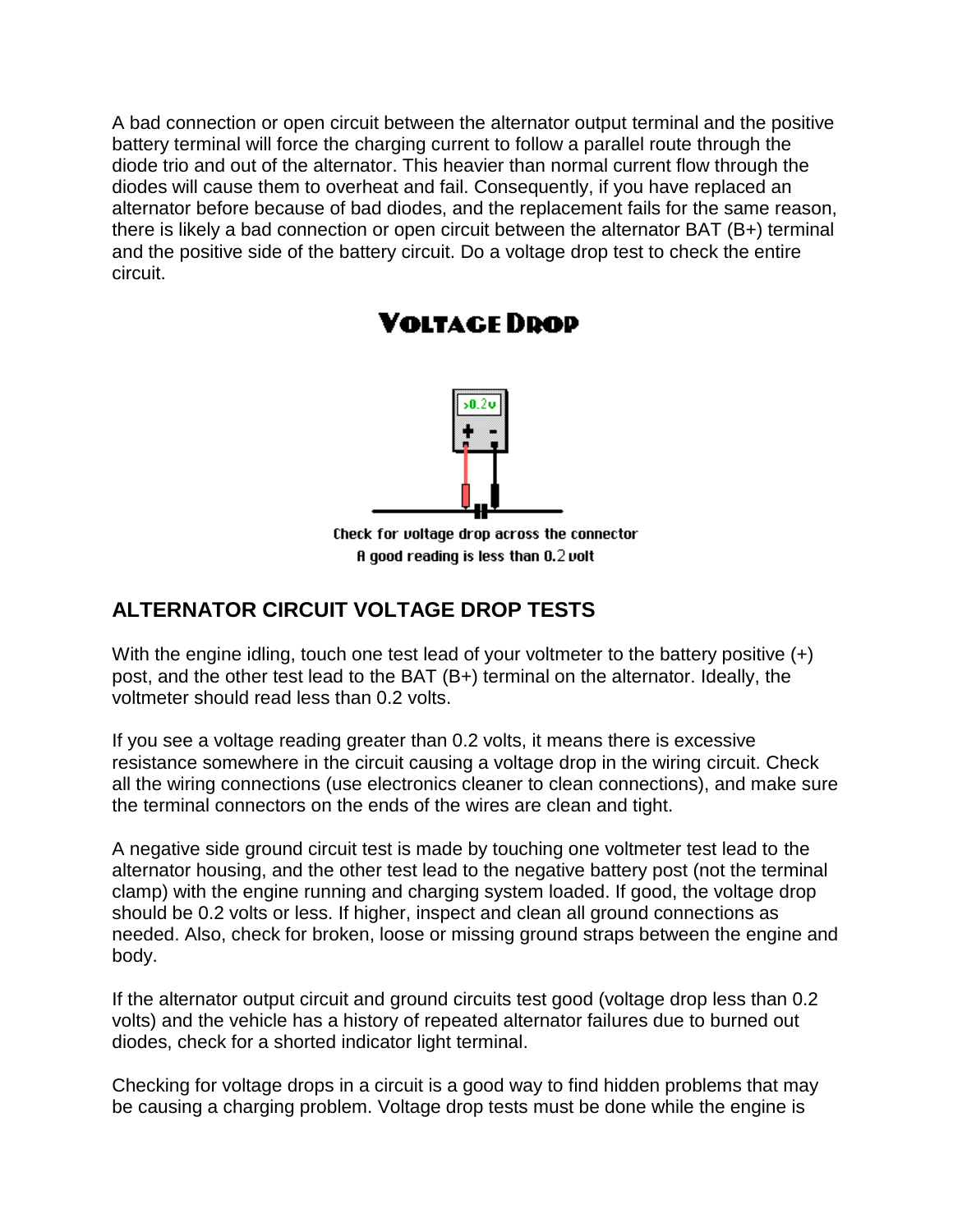A bad connection or open circuit between the alternator output terminal and the positive battery terminal will force the charging current to follow a parallel route through the diode trio and out of the alternator. This heavier than normal current flow through the diodes will cause them to overheat and fail. Consequently, if you have replaced an alternator before because of bad diodes, and the replacement fails for the same reason, there is likely a bad connection or open circuit between the alternator BAT (B+) terminal and the positive side of the battery circuit. Do a voltage drop test to check the entire circuit.

**VOLTAGE DROP**

Check for voltage drop across the connector
A good reading is less than 0.2 volt

## ALTERNATOR CIRCUIT VOLTAGE DROP TESTS

With the engine idling, touch one test lead of your voltmeter to the battery positive (+) post, and the other test lead to the BAT (B+) terminal on the alternator. Ideally, the voltmeter should read less than 0.2 volts.

If you see a voltage reading greater than 0.2 volts, it means there is excessive resistance somewhere in the circuit causing a voltage drop in the wiring circuit. Check all the wiring connections (use electronics cleaner to clean connections), and make sure the terminal connectors on the ends of the wires are clean and tight.

A negative side ground circuit test is made by touching one voltmeter test lead to the alternator housing, and the other test lead to the negative battery post (not the terminal clamp) with the engine running and charging system loaded. If good, the voltage drop should be 0.2 volts or less. If higher, inspect and clean all ground connections as needed. Also, check for broken, loose or missing ground straps between the engine and body.

If the alternator output circuit and ground circuits test good (voltage drop less than 0.2 volts) and the vehicle has a history of repeated alternator failures due to burned out diodes, check for a shorted indicator light terminal.

Checking for voltage drops in a circuit is a good way to find hidden problems that may be causing a charging problem. Voltage drop tests must be done while the engine is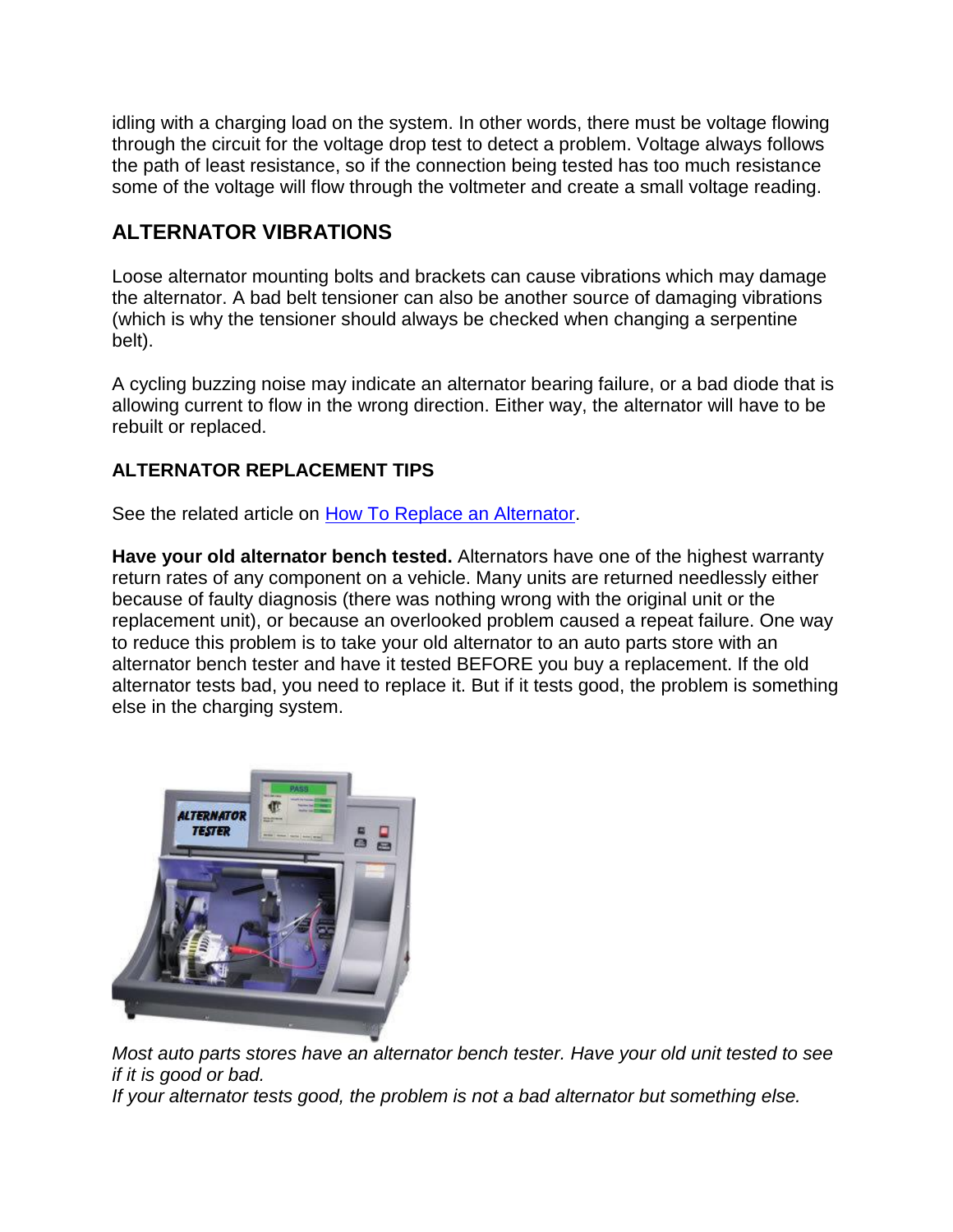idling with a charging load on the system. In other words, there must be voltage flowing through the circuit for the voltage drop test to detect a problem. Voltage always follows the path of least resistance, so if the connection being tested has too much resistance some of the voltage will flow through the voltmeter and create a small voltage reading.

## ALTERNATOR VIBRATIONS

Loose alternator mounting bolts and brackets can cause vibrations which may damage the alternator. A bad belt tensioner can also be another source of damaging vibrations (which is why the tensioner should always be checked when changing a serpentine belt).

A cycling buzzing noise may indicate an alternator bearing failure, or a bad diode that is allowing current to flow in the wrong direction. Either way, the alternator will have to be rebuilt or replaced.

### ALTERNATOR REPLACEMENT TIPS

See the related article on How To Replace an Alternator.

**Have your old alternator bench tested.** Alternators have one of the highest warranty return rates of any component on a vehicle. Many units are returned needlessly either because of faulty diagnosis (there was nothing wrong with the original unit or the replacement unit), or because an overlooked problem caused a repeat failure. One way to reduce this problem is to take your old alternator to an auto parts store with an alternator bench tester and have it tested BEFORE you buy a replacement. If the old alternator tests bad, you need to replace it. But if it tests good, the problem is something else in the charging system.

*Most auto parts stores have an alternator bench tester. Have your old unit tested to see if it is good or bad.*
*If your alternator tests good, the problem is not a bad alternator but something else.*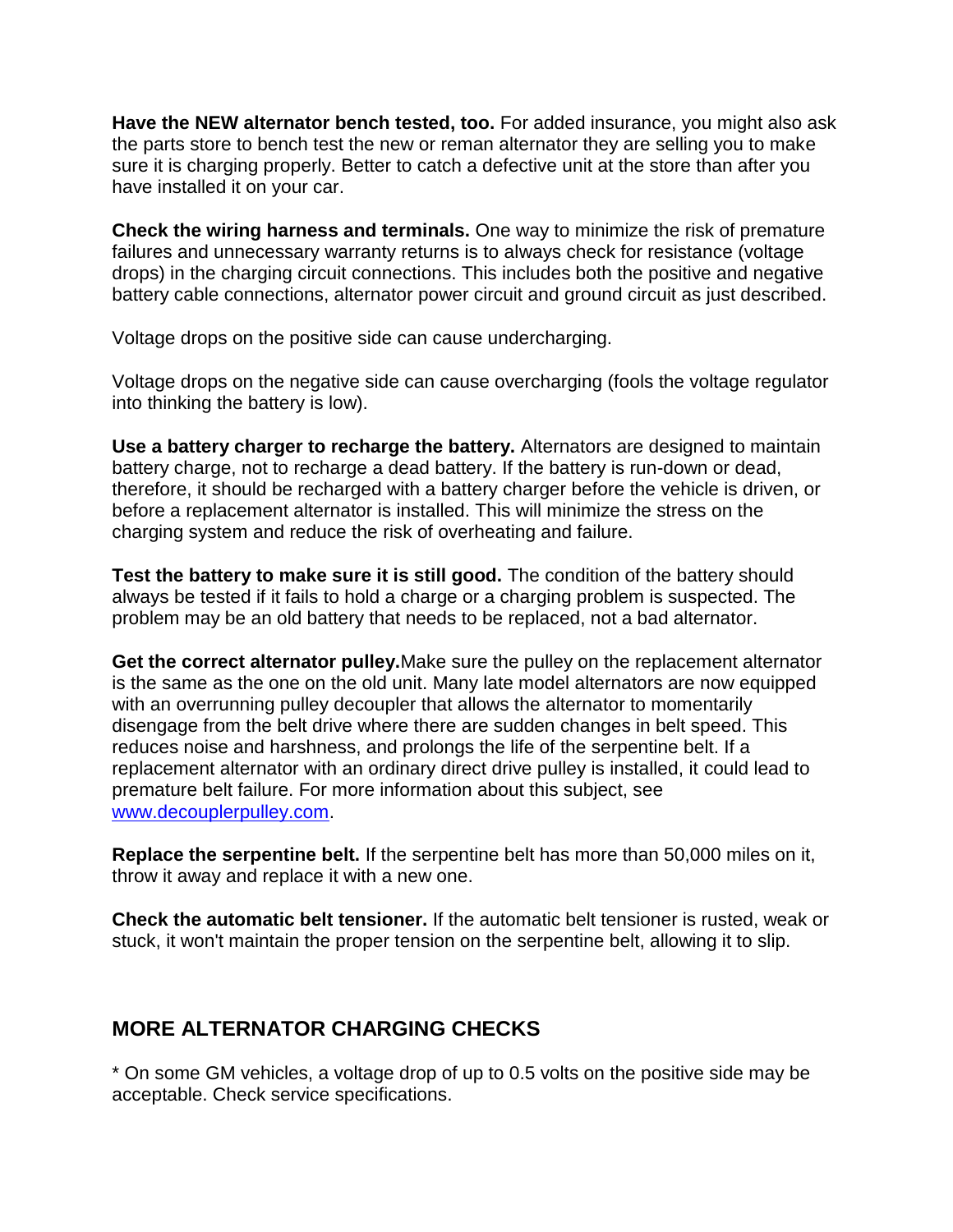**Have the NEW alternator bench tested, too.** For added insurance, you might also ask the parts store to bench test the new or reman alternator they are selling you to make sure it is charging properly. Better to catch a defective unit at the store than after you have installed it on your car.

**Check the wiring harness and terminals.** One way to minimize the risk of premature failures and unnecessary warranty returns is to always check for resistance (voltage drops) in the charging circuit connections. This includes both the positive and negative battery cable connections, alternator power circuit and ground circuit as just described.

Voltage drops on the positive side can cause undercharging.

Voltage drops on the negative side can cause overcharging (fools the voltage regulator into thinking the battery is low).

**Use a battery charger to recharge the battery.** Alternators are designed to maintain battery charge, not to recharge a dead battery. If the battery is run-down or dead, therefore, it should be recharged with a battery charger before the vehicle is driven, or before a replacement alternator is installed. This will minimize the stress on the charging system and reduce the risk of overheating and failure.

**Test the battery to make sure it is still good.** The condition of the battery should always be tested if it fails to hold a charge or a charging problem is suspected. The problem may be an old battery that needs to be replaced, not a bad alternator.

**Get the correct alternator pulley.**Make sure the pulley on the replacement alternator is the same as the one on the old unit. Many late model alternators are now equipped with an overrunning pulley decoupler that allows the alternator to momentarily disengage from the belt drive where there are sudden changes in belt speed. This reduces noise and harshness, and prolongs the life of the serpentine belt. If a replacement alternator with an ordinary direct drive pulley is installed, it could lead to premature belt failure. For more information about this subject, see [www.decouplerpulley.com](http://www.decouplerpulley.com).

**Replace the serpentine belt.** If the serpentine belt has more than 50,000 miles on it, throw it away and replace it with a new one.

**Check the automatic belt tensioner.** If the automatic belt tensioner is rusted, weak or stuck, it won't maintain the proper tension on the serpentine belt, allowing it to slip.

## MORE ALTERNATOR CHARGING CHECKS

* On some GM vehicles, a voltage drop of up to 0.5 volts on the positive side may be acceptable. Check service specifications.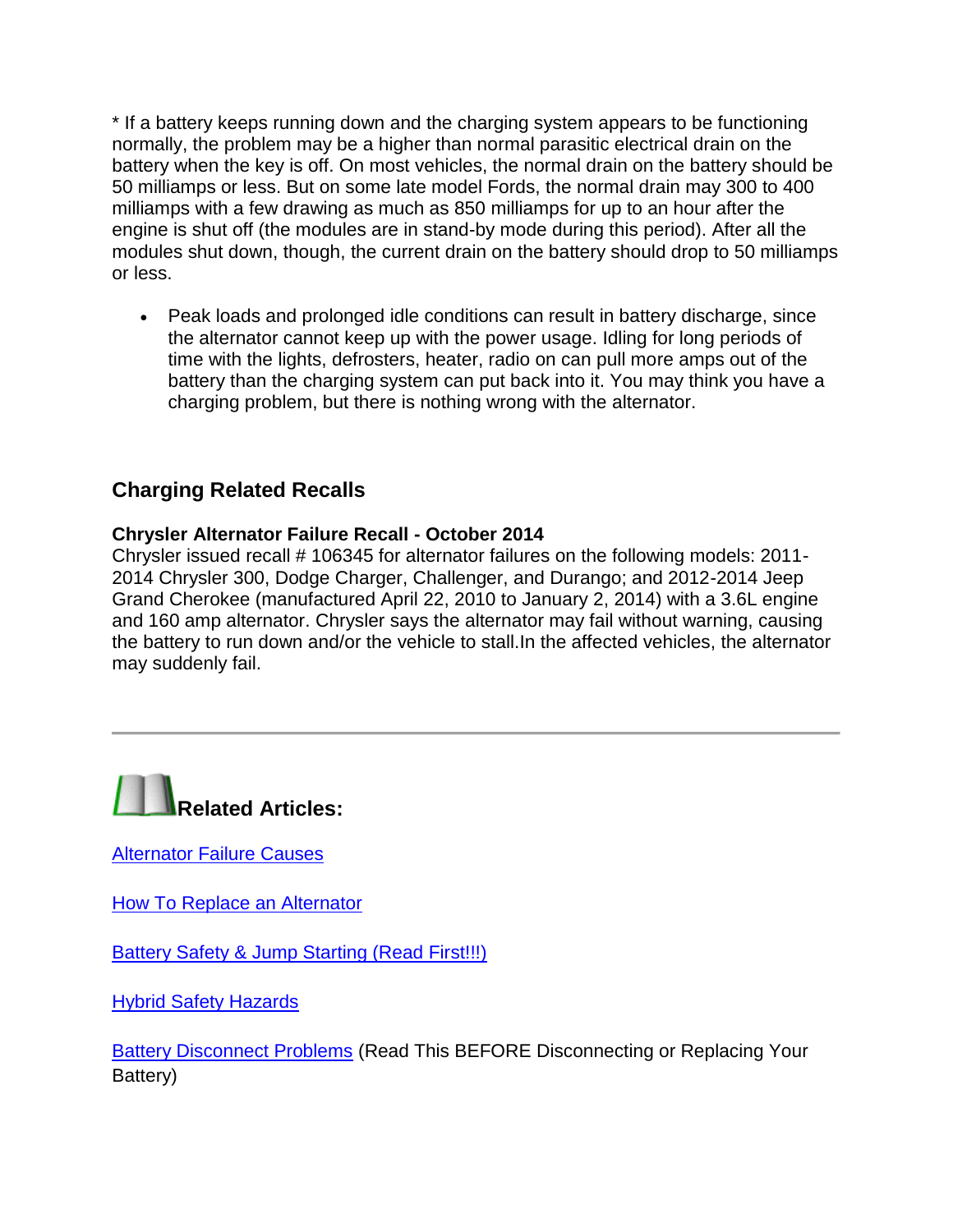* If a battery keeps running down and the charging system appears to be functioning normally, the problem may be a higher than normal parasitic electrical drain on the battery when the key is off. On most vehicles, the normal drain on the battery should be 50 milliamps or less. But on some late model Fords, the normal drain may 300 to 400 milliamps with a few drawing as much as 850 milliamps for up to an hour after the engine is shut off (the modules are in stand-by mode during this period). After all the modules shut down, though, the current drain on the battery should drop to 50 milliamps or less.

- Peak loads and prolonged idle conditions can result in battery discharge, since the alternator cannot keep up with the power usage. Idling for long periods of time with the lights, defrosters, heater, radio on can pull more amps out of the battery than the charging system can put back into it. You may think you have a charging problem, but there is nothing wrong with the alternator.

## Charging Related Recalls

**Chrysler Alternator Failure Recall - October 2014**
Chrysler issued recall # 106345 for alternator failures on the following models: 2011-2014 Chrysler 300, Dodge Charger, Challenger, and Durango; and 2012-2014 Jeep Grand Cherokee (manufactured April 22, 2010 to January 2, 2014) with a 3.6L engine and 160 amp alternator. Chrysler says the alternator may fail without warning, causing the battery to run down and/or the vehicle to stall.In the affected vehicles, the alternator may suddenly fail.

---

## Related Articles:

Alternator Failure Causes

How To Replace an Alternator

Battery Safety & Jump Starting (Read First!!!)

Hybrid Safety Hazards

Battery Disconnect Problems (Read This BEFORE Disconnecting or Replacing Your Battery)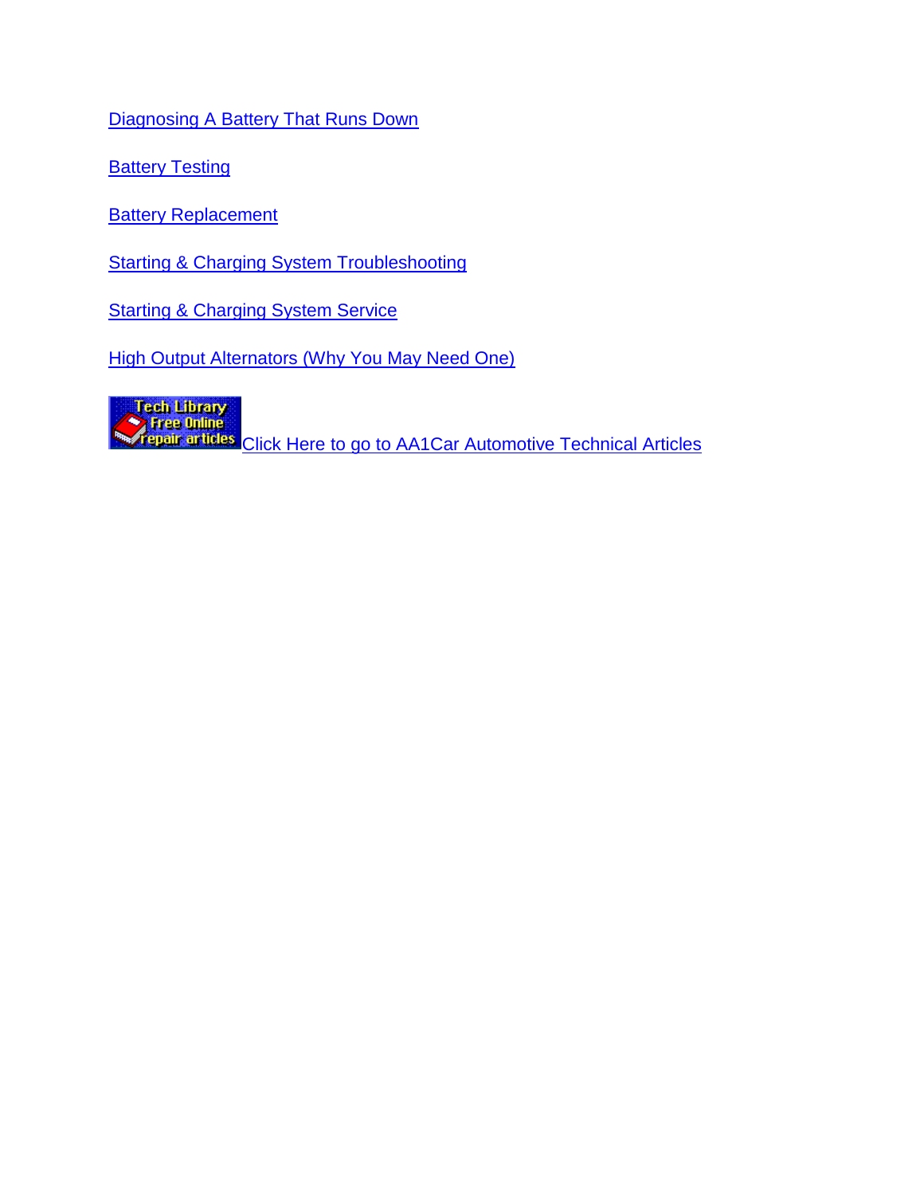Diagnosing A Battery That Runs Down

Battery Testing

Battery Replacement

Starting & Charging System Troubleshooting

Starting & Charging System Service

High Output Alternators (Why You May Need One)

Click Here to go to AA1Car Automotive Technical Articles